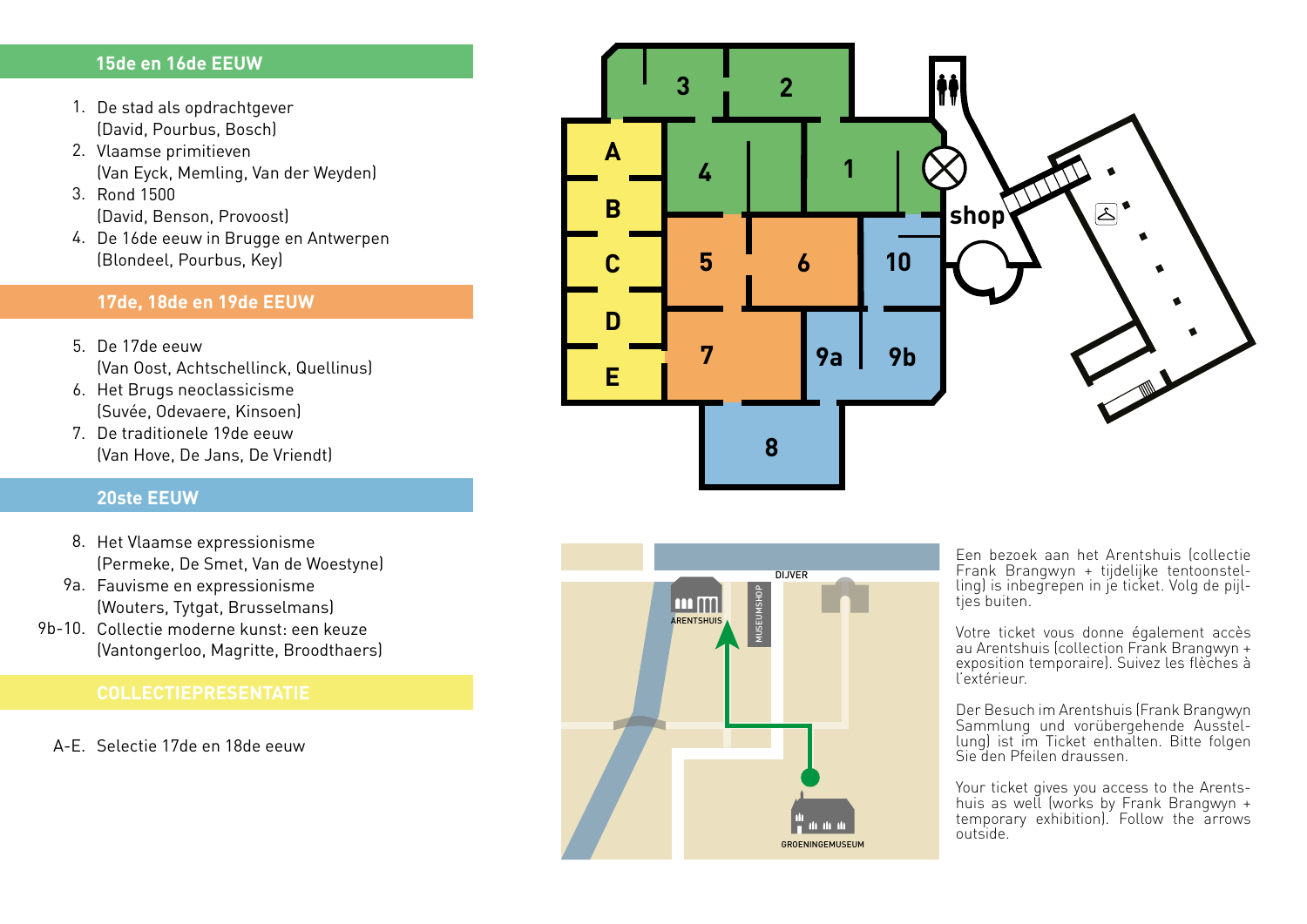## 15de en 16de EEUW

1. De stad als opdrachtgever
   (David, Pourbus, Bosch)
2. Vlaamse primitieven
   (Van Eyck, Memling, Van der Weyden)
3. Rond 1500
   (David, Benson, Provoost)
4. De 16de eeuw in Brugge en Antwerpen
   (Blondeel, Pourbus, Key)

## 17de, 18de en 19de EEUW

5. De 17de eeuw
   (Van Oost, Achtschellinck, Quellinus)
6. Het Brugs neoclassicisme
   (Suvée, Odevaere, Kinsoen)
7. De traditionele 19de eeuw
   (Van Hove, De Jans, De Vriendt)

## 20ste EEUW

8. Het Vlaamse expressionisme
   (Permeke, De Smet, Van de Woestyne)

9a. Fauvisme en expressionisme
   (Wouters, Tytgat, Brusselmans)

9b-10. Collectie moderne kunst: een keuze
   (Vantongerloo, Magritte, Broodthaers)

## COLLECTIEPRESENTATIE

A-E. Selectie 17de en 18de eeuw

Een bezoek aan het Arentshuis (collectie Frank Brangwyn + tijdelijke tentoonstelling) is inbegrepen in je ticket. Volg de pijltjes buiten.

Votre ticket vous donne également accès au Arentshuis (collection Frank Brangwyn + exposition temporaire). Suivez les flèches à l'extérieur.

Der Besuch im Arentshuis (Frank Brangwyn Sammlung und vorübergehende Ausstellung) ist im Ticket enthalten. Bitte folgen Sie den Pfeilen draussen.

Your ticket gives you access to the Arentshuis as well (works by Frank Brangwyn + temporary exhibition). Follow the arrows outside.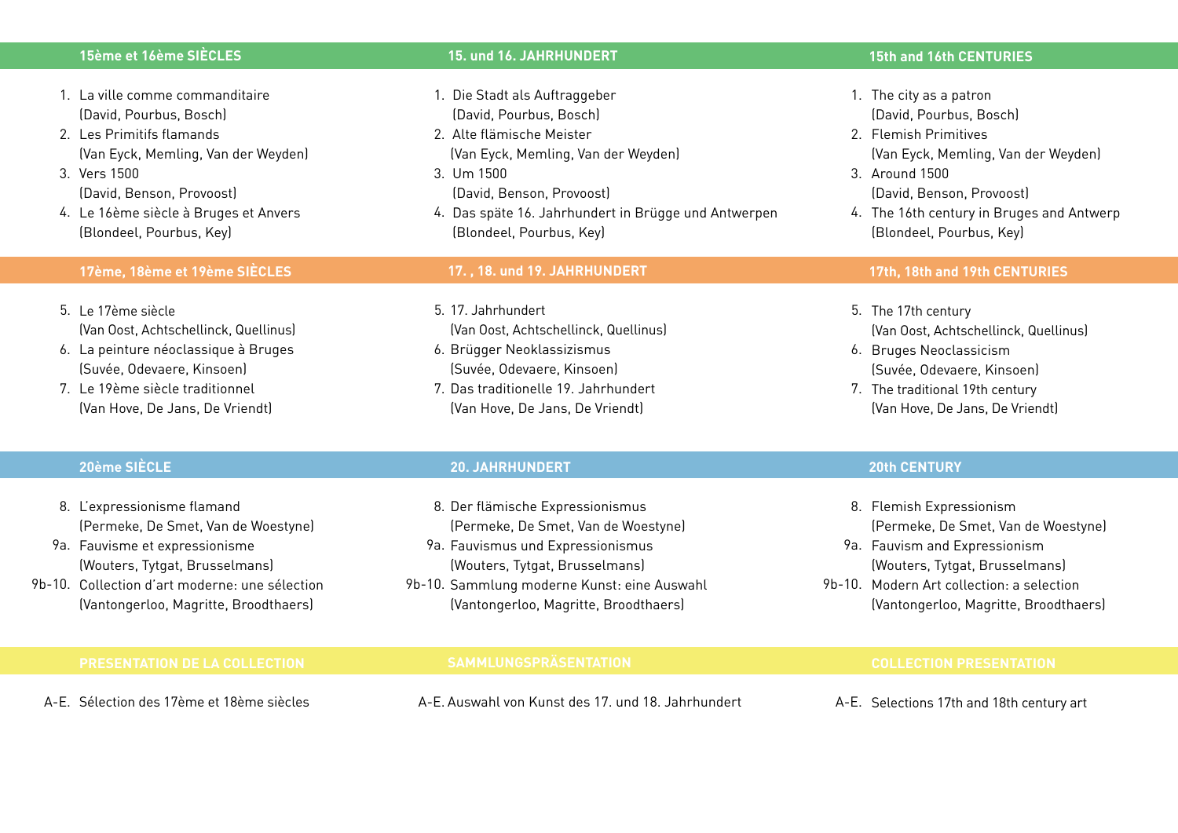## 15ème et 16ème SIÈCLES

1. La ville comme commanditaire
   (David, Pourbus, Bosch)
2. Les Primitifs flamands
   (Van Eyck, Memling, Van der Weyden)
3. Vers 1500
   (David, Benson, Provoost)
4. Le 16ème siècle à Bruges et Anvers
   (Blondeel, Pourbus, Key)

## 17ème, 18ème et 19ème SIÈCLES

5. Le 17ème siècle
   (Van Oost, Achtschellinck, Quellinus)
6. La peinture néoclassique à Bruges
   (Suvée, Odevaere, Kinsoen)
7. Le 19ème siècle traditionnel
   (Van Hove, De Jans, De Vriendt)

## 20ème SIÈCLE

8. L'expressionisme flamand
   (Permeke, De Smet, Van de Woestyne)

9a. Fauvisme et expressionisme
   (Wouters, Tytgat, Brusselmans)

9b-10. Collection d'art moderne: une sélection
   (Vantongerloo, Magritte, Broodthaers)

## PRESENTATION DE LA COLLECTION

A-E. Sélection des 17ème et 18ème siècles

## 15. und 16. JAHRHUNDERT

1. Die Stadt als Auftraggeber
   (David, Pourbus, Bosch)
2. Alte flämische Meister
   (Van Eyck, Memling, Van der Weyden)
3. Um 1500
   (David, Benson, Provoost)
4. Das späte 16. Jahrhundert in Brügge und Antwerpen
   (Blondeel, Pourbus, Key)

## 17. , 18. und 19. JAHRHUNDERT

5. 17. Jahrhundert
   (Van Oost, Achtschellinck, Quellinus)
6. Brügger Neoklassizismus
   (Suvée, Odevaere, Kinsoen)
7. Das traditionelle 19. Jahrhundert
   (Van Hove, De Jans, De Vriendt)

## 20. JAHRHUNDERT

8. Der flämische Expressionismus
   (Permeke, De Smet, Van de Woestyne)

9a. Fauvismus und Expressionismus
   (Wouters, Tytgat, Brusselmans)

9b-10. Sammlung moderne Kunst: eine Auswahl
   (Vantongerloo, Magritte, Broodthaers)

## SAMMLUNGSPRÄSENTATION

A-E. Auswahl von Kunst des 17. und 18. Jahrhundert

## 15th and 16th CENTURIES

1. The city as a patron
   (David, Pourbus, Bosch)
2. Flemish Primitives
   (Van Eyck, Memling, Van der Weyden)
3. Around 1500
   (David, Benson, Provoost)
4. The 16th century in Bruges and Antwerp
   (Blondeel, Pourbus, Key)

## 17th, 18th and 19th CENTURIES

5. The 17th century
   (Van Oost, Achtschellinck, Quellinus)
6. Bruges Neoclassicism
   (Suvée, Odevaere, Kinsoen)
7. The traditional 19th century
   (Van Hove, De Jans, De Vriendt)

## 20th CENTURY

8. Flemish Expressionism
   (Permeke, De Smet, Van de Woestyne)

9a. Fauvism and Expressionism
   (Wouters, Tytgat, Brusselmans)

9b-10. Modern Art collection: a selection
   (Vantongerloo, Magritte, Broodthaers)

## COLLECTION PRESENTATION

A-E. Selections 17th and 18th century art